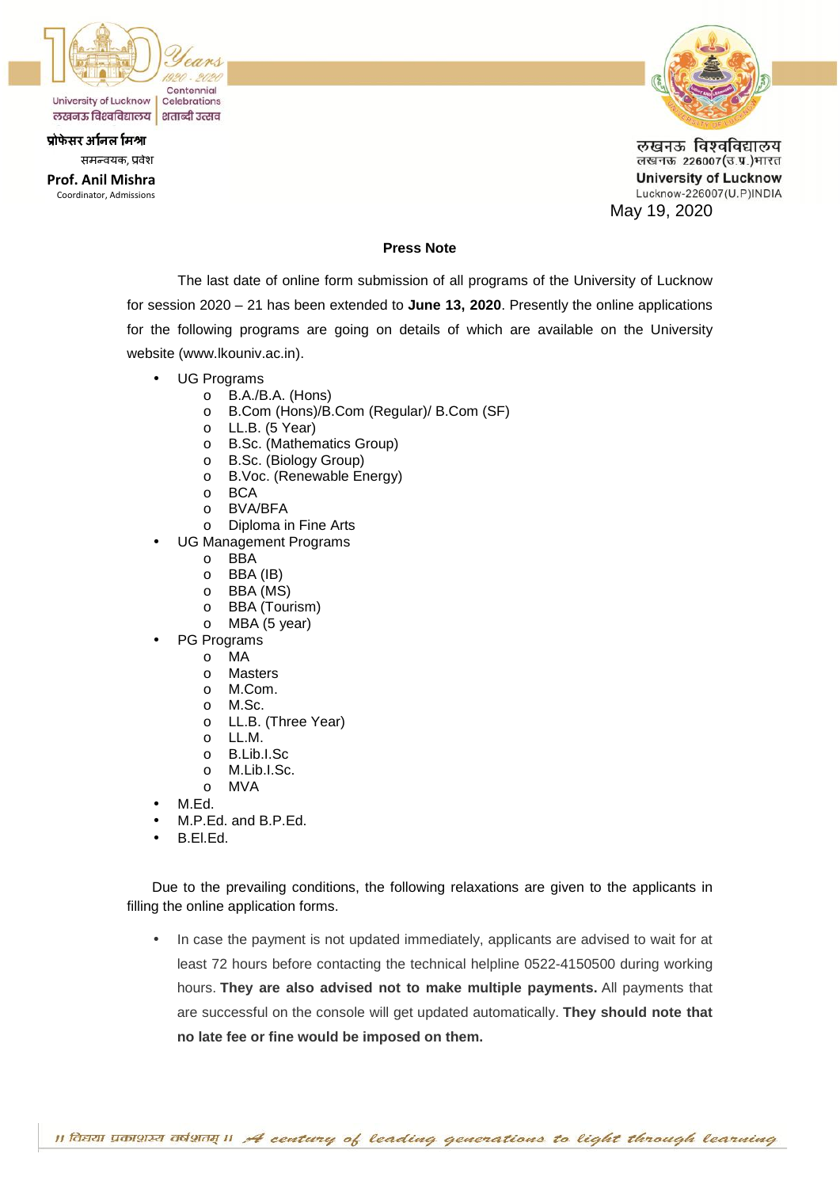University of Lucknow Centennial Celebrations
लखनऊ विश्वविद्यालय शताब्दी उत्सव

प्रोफेसर अनिल मिश्रा
समन्वयक, प्रवेश
**Prof. Anil Mishra**
Coordinator, Admissions

लखनऊ विश्वविद्यालय
लखनऊ 226007(उ.प्र.)भारत
**University of Lucknow**
Lucknow-226007(U.P)INDIA

May 19, 2020

**Press Note**

The last date of online form submission of all programs of the University of Lucknow for session 2020 – 21 has been extended to **June 13, 2020**. Presently the online applications for the following programs are going on details of which are available on the University website (www.lkouniv.ac.in).

- UG Programs
  - B.A./B.A. (Hons)
  - B.Com (Hons)/B.Com (Regular)/ B.Com (SF)
  - LL.B. (5 Year)
  - B.Sc. (Mathematics Group)
  - B.Sc. (Biology Group)
  - B.Voc. (Renewable Energy)
  - BCA
  - BVA/BFA
  - Diploma in Fine Arts
- UG Management Programs
  - BBA
  - BBA (IB)
  - BBA (MS)
  - BBA (Tourism)
  - MBA (5 year)
- PG Programs
  - MA
  - Masters
  - M.Com.
  - M.Sc.
  - LL.B. (Three Year)
  - LL.M.
  - B.Lib.I.Sc
  - M.Lib.I.Sc.
  - MVA
- M.Ed.
- M.P.Ed. and B.P.Ed.
- B.El.Ed.

Due to the prevailing conditions, the following relaxations are given to the applicants in filling the online application forms.

- In case the payment is not updated immediately, applicants are advised to wait for at least 72 hours before contacting the technical helpline 0522-4150500 during working hours. **They are also advised not to make multiple payments.** All payments that are successful on the console will get updated automatically. **They should note that no late fee or fine would be imposed on them.**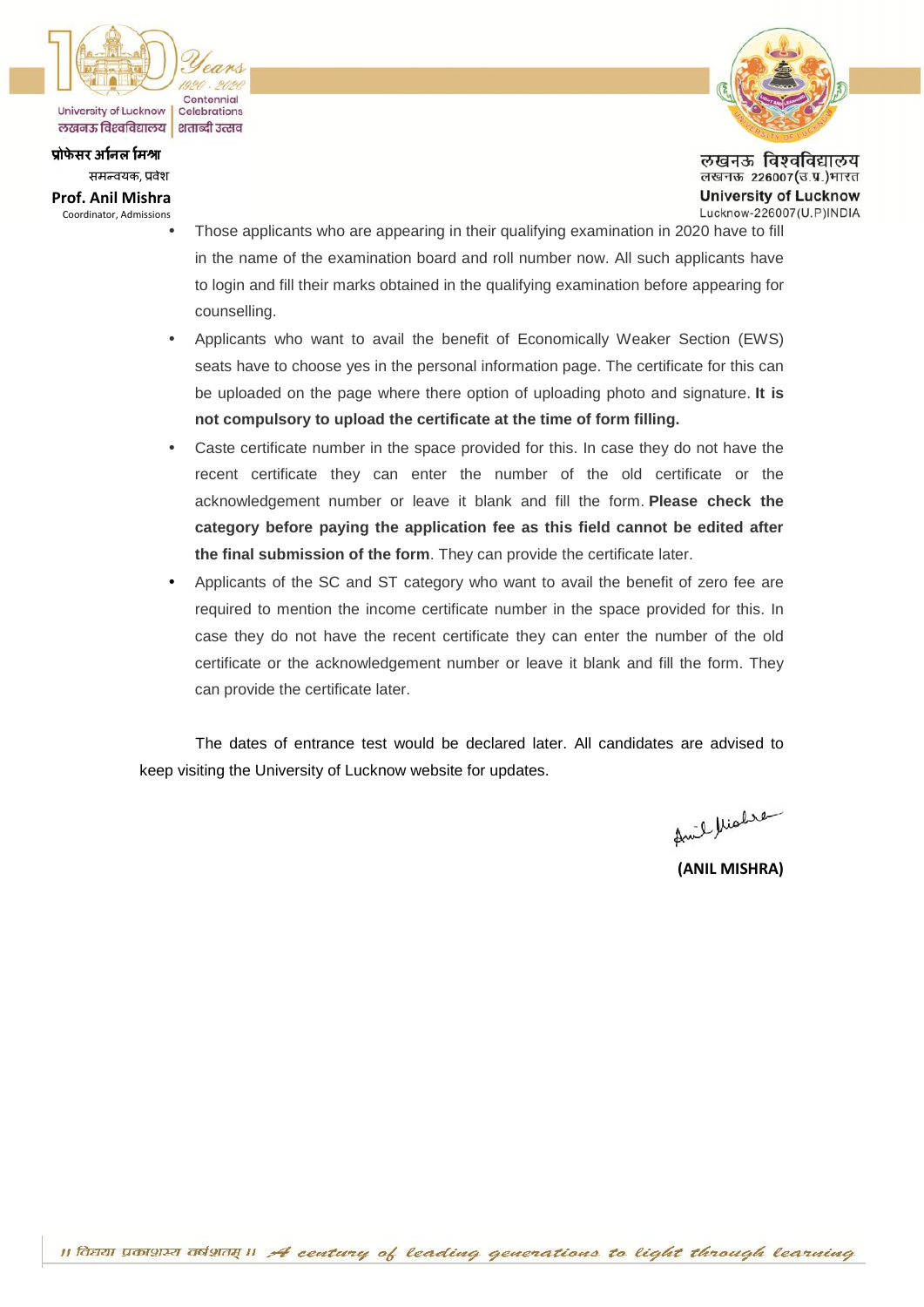- Those applicants who are appearing in their qualifying examination in 2020 have to fill in the name of the examination board and roll number now. All such applicants have to login and fill their marks obtained in the qualifying examination before appearing for counselling.
- Applicants who want to avail the benefit of Economically Weaker Section (EWS) seats have to choose yes in the personal information page. The certificate for this can be uploaded on the page where there option of uploading photo and signature. **It is not compulsory to upload the certificate at the time of form filling.**
- Caste certificate number in the space provided for this. In case they do not have the recent certificate they can enter the number of the old certificate or the acknowledgement number or leave it blank and fill the form. **Please check the category before paying the application fee as this field cannot be edited after the final submission of the form**. They can provide the certificate later.
- Applicants of the SC and ST category who want to avail the benefit of zero fee are required to mention the income certificate number in the space provided for this. In case they do not have the recent certificate they can enter the number of the old certificate or the acknowledgement number or leave it blank and fill the form. They can provide the certificate later.

The dates of entrance test would be declared later. All candidates are advised to keep visiting the University of Lucknow website for updates.

Anil Mishra

**(ANIL MISHRA)**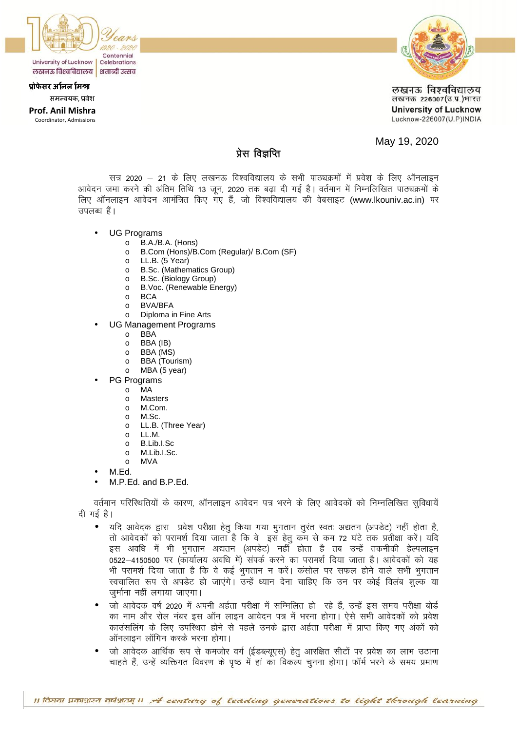University of Lucknow Centennial Celebrations
लखनऊ विश्वविद्यालय शताब्दी उत्सव

**प्रोफेसर अनिल मिश्रा**
समन्वयक, प्रवेश

**Prof. Anil Mishra**
Coordinator, Admissions

लखनऊ विश्वविद्यालय
लखनऊ 226007(उ.प्र.)भारत
**University of Lucknow**
Lucknow-226007(U.P)INDIA

May 19, 2020

## प्रेस विज्ञप्ति

सत्र 2020 – 21 के लिए लखनऊ विश्वविद्यालय के सभी पाठ्यक्रमों में प्रवेश के लिए ऑनलाइन आवेदन जमा करने की अंतिम तिथि 13 जून, 2020 तक बढ़ा दी गई है। वर्तमान में निम्नलिखित पाठ्यक्रमों के लिए ऑनलाइन आवेदन आमंत्रित किए गए हैं, जो विश्वविद्यालय की वेबसाइट (www.lkouniv.ac.in) पर उपलब्ध हैं।

- UG Programs
  - B.A./B.A. (Hons)
  - B.Com (Hons)/B.Com (Regular)/ B.Com (SF)
  - LL.B. (5 Year)
  - B.Sc. (Mathematics Group)
  - B.Sc. (Biology Group)
  - B.Voc. (Renewable Energy)
  - BCA
  - BVA/BFA
  - Diploma in Fine Arts
- UG Management Programs
  - BBA
  - BBA (IB)
  - BBA (MS)
  - BBA (Tourism)
  - MBA (5 year)
- PG Programs
  - MA
  - Masters
  - M.Com.
  - M.Sc.
  - LL.B. (Three Year)
  - LL.M.
  - B.Lib.I.Sc
  - M.Lib.I.Sc.
  - MVA
- M.Ed.
- M.P.Ed. and B.P.Ed.

वर्तमान परिस्थितियों के कारण, ऑनलाइन आवेदन पत्र भरने के लिए आवेदकों को निम्नलिखित सुविधायें दी गई है।

- यदि आवेदक द्वारा प्रवेश परीक्षा हेतु किया गया भुगतान तुरंत स्वतः अद्यतन (अपडेट) नहीं होता है, तो आवेदकों को परामर्श दिया जाता है कि वे इस हेतु कम से कम 72 घंटे तक प्रतीक्षा करें। यदि इस अवधि में भी भुगतान अद्यतन (अपडेट) नहीं होता है तब उन्हें तकनीकी हेल्पलाइन 0522–4150500 पर (कार्यालय अवधि में) संपर्क करने का परामर्श दिया जाता है। आवेदकों को यह भी परामर्श दिया जाता है कि वे कई भुगतान न करें। कंसोल पर सफल होने वाले सभी भुगतान स्वचालित रूप से अपडेट हो जाएंगे। उन्हें ध्यान देना चाहिए कि उन पर कोई विलंब शुल्क या जुर्माना नहीं लगाया जाएगा।
- जो आवेदक वर्ष 2020 में अपनी अर्हता परीक्षा में सम्मिलित हो रहे हैं, उन्हें इस समय परीक्षा बोर्ड का नाम और रोल नंबर इस ऑन लाइन आवेदन पत्र में भरना होगा। ऐसे सभी आवेदकों को प्रवेश काउंसलिंग के लिए उपस्थित होने से पहले उनके द्वारा अर्हता परीक्षा में प्राप्त किए गए अंकों को ऑनलाइन लॉगिन करके भरना होगा।
- जो आवेदक आर्थिक रूप से कमजोर वर्ग (ईडब्ल्यूएस) हेतु आरक्षित सीटों पर प्रवेश का लाभ उठाना चाहते हैं, उन्हें व्यक्तिगत विवरण के पृष्ठ में हां का विकल्प चुनना होगा। फॉर्म भरने के समय प्रमाण

॥ विद्यया प्रकाशस्य वर्षशतम् ॥ *A century of leading generations to light through learning*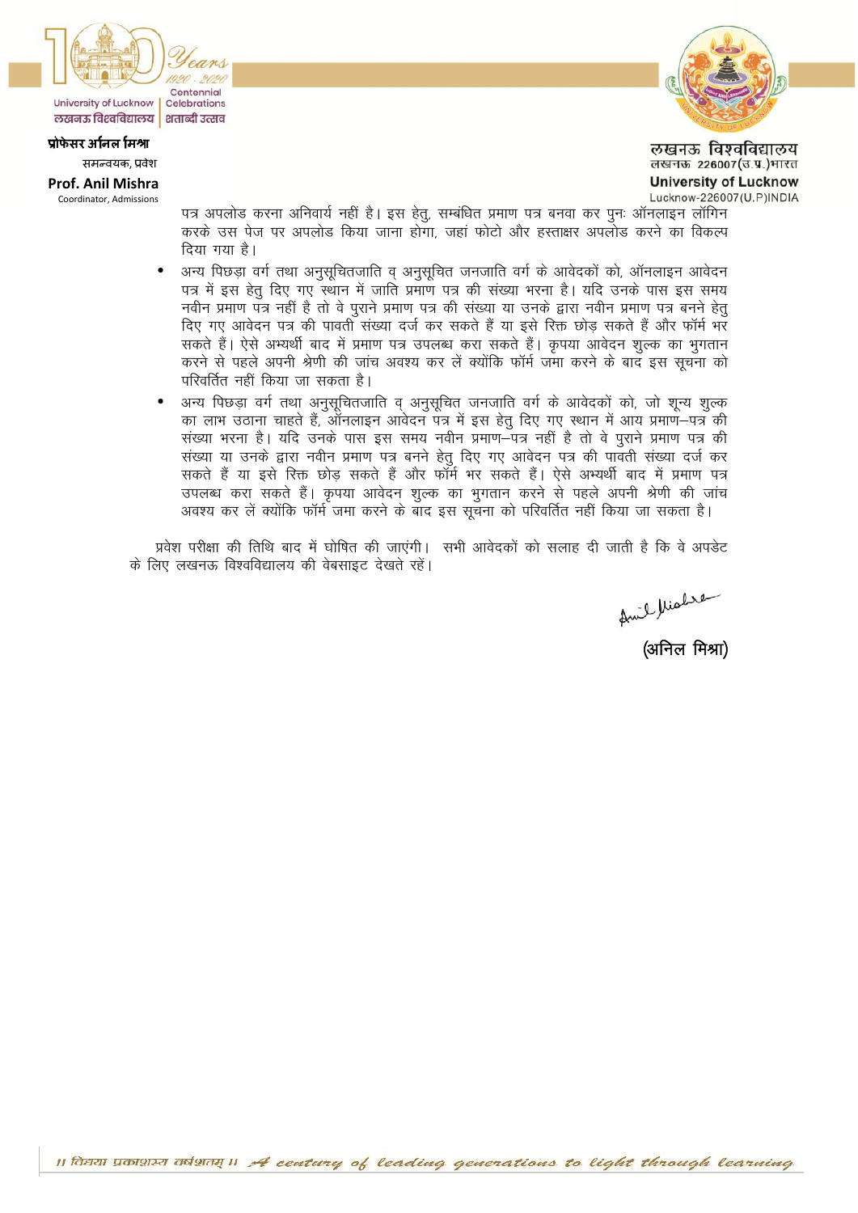पत्र अपलोड करना अनिवार्य नहीं है। इस हेतु, सम्बंधित प्रमाण पत्र बनवा कर पुनः ऑनलाइन लॉगिन करके उस पेज पर अपलोड किया जाना होगा, जहां फोटो और हस्ताक्षर अपलोड करने का विकल्प दिया गया है।

- अन्य पिछड़ा वर्ग तथा अनुसूचितजाति व् अनुसूचित जनजाति वर्ग के आवेदकों को, ऑनलाइन आवेदन पत्र में इस हेतु दिए गए स्थान में जाति प्रमाण पत्र की संख्या भरना है। यदि उनके पास इस समय नवीन प्रमाण पत्र नहीं है तो वे पुराने प्रमाण पत्र की संख्या या उनके द्वारा नवीन प्रमाण पत्र बनने हेतु दिए गए आवेदन पत्र की पावती संख्या दर्ज कर सकते हैं या इसे रिक्त छोड़ सकते हैं और फॉर्म भर सकते हैं। ऐसे अभ्यर्थी बाद में प्रमाण पत्र उपलब्ध करा सकते हैं। कृपया आवेदन शुल्क का भुगतान करने से पहले अपनी श्रेणी की जांच अवश्य कर लें क्योंकि फॉर्म जमा करने के बाद इस सूचना को परिवर्तित नहीं किया जा सकता है।
- अन्य पिछड़ा वर्ग तथा अनुसूचितजाति व् अनुसूचित जनजाति वर्ग के आवेदकों को, जो शून्य शुल्क का लाभ उठाना चाहते हैं, ऑनलाइन आवेदन पत्र में इस हेतु दिए गए स्थान में आय प्रमाण–पत्र की संख्या भरना है। यदि उनके पास इस समय नवीन प्रमाण–पत्र नहीं है तो वे पुराने प्रमाण पत्र की संख्या या उनके द्वारा नवीन प्रमाण पत्र बनने हेतु दिए गए आवेदन पत्र की पावती संख्या दर्ज कर सकते हैं या इसे रिक्त छोड़ सकते हैं और फॉर्म भर सकते हैं। ऐसे अभ्यर्थी बाद में प्रमाण पत्र उपलब्ध करा सकते हैं। कृपया आवेदन शुल्क का भुगतान करने से पहले अपनी श्रेणी की जांच अवश्य कर लें क्योंकि फॉर्म जमा करने के बाद इस सूचना को परिवर्तित नहीं किया जा सकता है।

प्रवेश परीक्षा की तिथि बाद में घोषित की जाएंगी। सभी आवेदकों को सलाह दी जाती है कि वे अपडेट के लिए लखनऊ विश्वविद्यालय की वेबसाइट देखते रहें।

Anil Mishra

(अनिल मिश्रा)